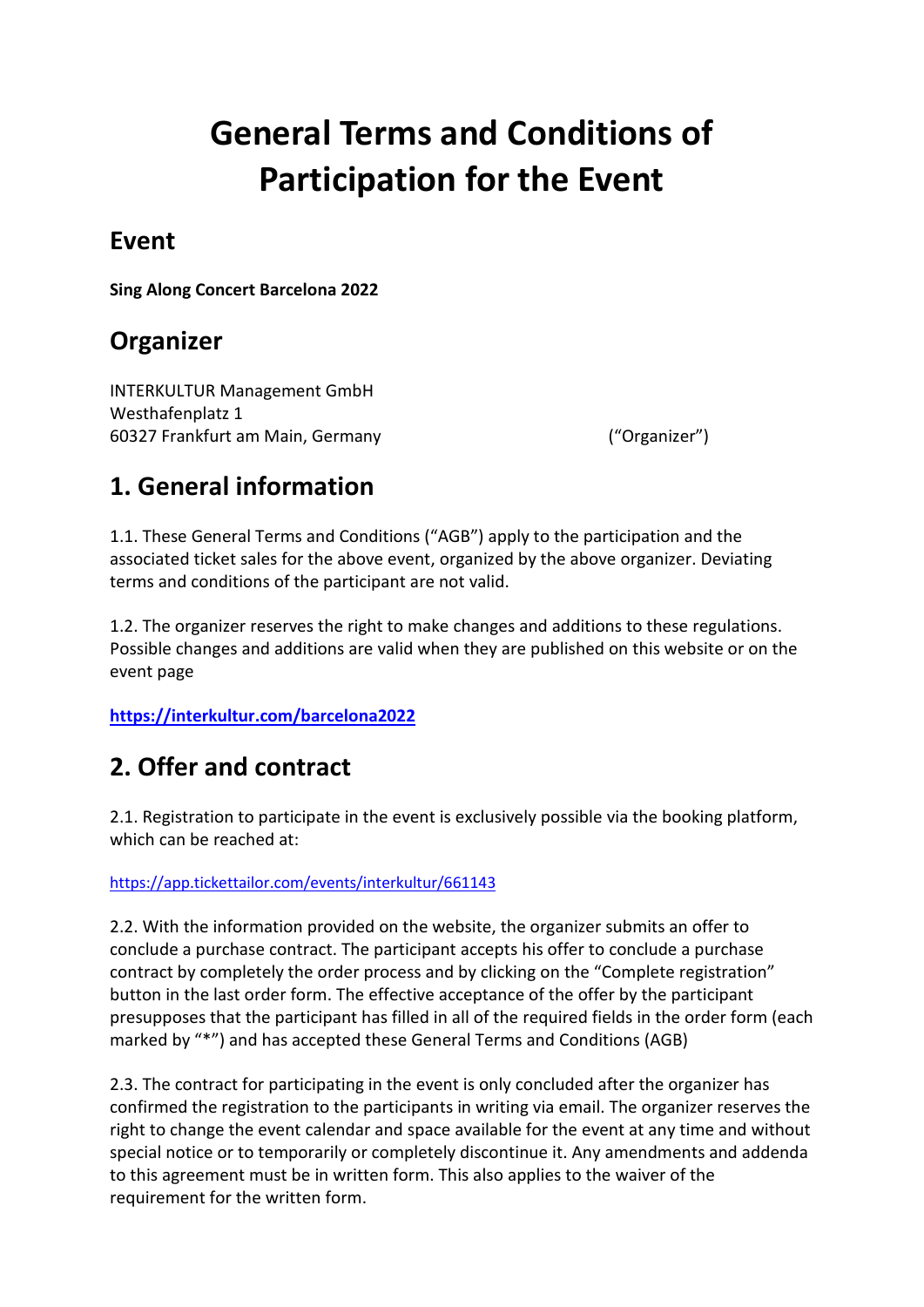# General Terms and Conditions of Participation for the Event

## Event

**Sing Along Concert Barcelona 2022**

## Organizer

INTERKULTUR Management GmbH
Westhafenplatz 1
60327 Frankfurt am Main, Germany ("Organizer")

## 1. General information

1.1. These General Terms and Conditions ("AGB") apply to the participation and the associated ticket sales for the above event, organized by the above organizer. Deviating terms and conditions of the participant are not valid.

1.2. The organizer reserves the right to make changes and additions to these regulations. Possible changes and additions are valid when they are published on this website or on the event page

**https://interkultur.com/barcelona2022**

## 2. Offer and contract

2.1. Registration to participate in the event is exclusively possible via the booking platform, which can be reached at:

https://app.tickettailor.com/events/interkultur/661143

2.2. With the information provided on the website, the organizer submits an offer to conclude a purchase contract. The participant accepts his offer to conclude a purchase contract by completely the order process and by clicking on the "Complete registration" button in the last order form. The effective acceptance of the offer by the participant presupposes that the participant has filled in all of the required fields in the order form (each marked by "*") and has accepted these General Terms and Conditions (AGB)

2.3. The contract for participating in the event is only concluded after the organizer has confirmed the registration to the participants in writing via email. The organizer reserves the right to change the event calendar and space available for the event at any time and without special notice or to temporarily or completely discontinue it. Any amendments and addenda to this agreement must be in written form. This also applies to the waiver of the requirement for the written form.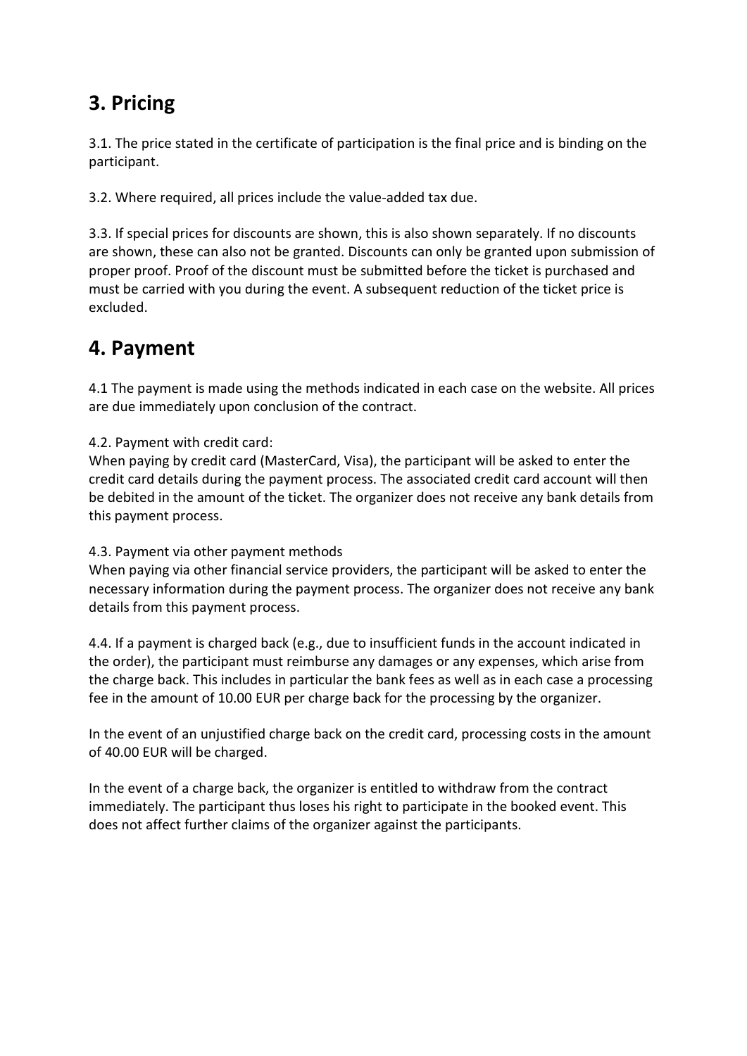# 3. Pricing

3.1. The price stated in the certificate of participation is the final price and is binding on the participant.

3.2. Where required, all prices include the value-added tax due.

3.3. If special prices for discounts are shown, this is also shown separately. If no discounts are shown, these can also not be granted. Discounts can only be granted upon submission of proper proof. Proof of the discount must be submitted before the ticket is purchased and must be carried with you during the event. A subsequent reduction of the ticket price is excluded.

# 4. Payment

4.1 The payment is made using the methods indicated in each case on the website. All prices are due immediately upon conclusion of the contract.

4.2. Payment with credit card:
When paying by credit card (MasterCard, Visa), the participant will be asked to enter the credit card details during the payment process. The associated credit card account will then be debited in the amount of the ticket. The organizer does not receive any bank details from this payment process.

4.3. Payment via other payment methods
When paying via other financial service providers, the participant will be asked to enter the necessary information during the payment process. The organizer does not receive any bank details from this payment process.

4.4. If a payment is charged back (e.g., due to insufficient funds in the account indicated in the order), the participant must reimburse any damages or any expenses, which arise from the charge back. This includes in particular the bank fees as well as in each case a processing fee in the amount of 10.00 EUR per charge back for the processing by the organizer.

In the event of an unjustified charge back on the credit card, processing costs in the amount of 40.00 EUR will be charged.

In the event of a charge back, the organizer is entitled to withdraw from the contract immediately. The participant thus loses his right to participate in the booked event. This does not affect further claims of the organizer against the participants.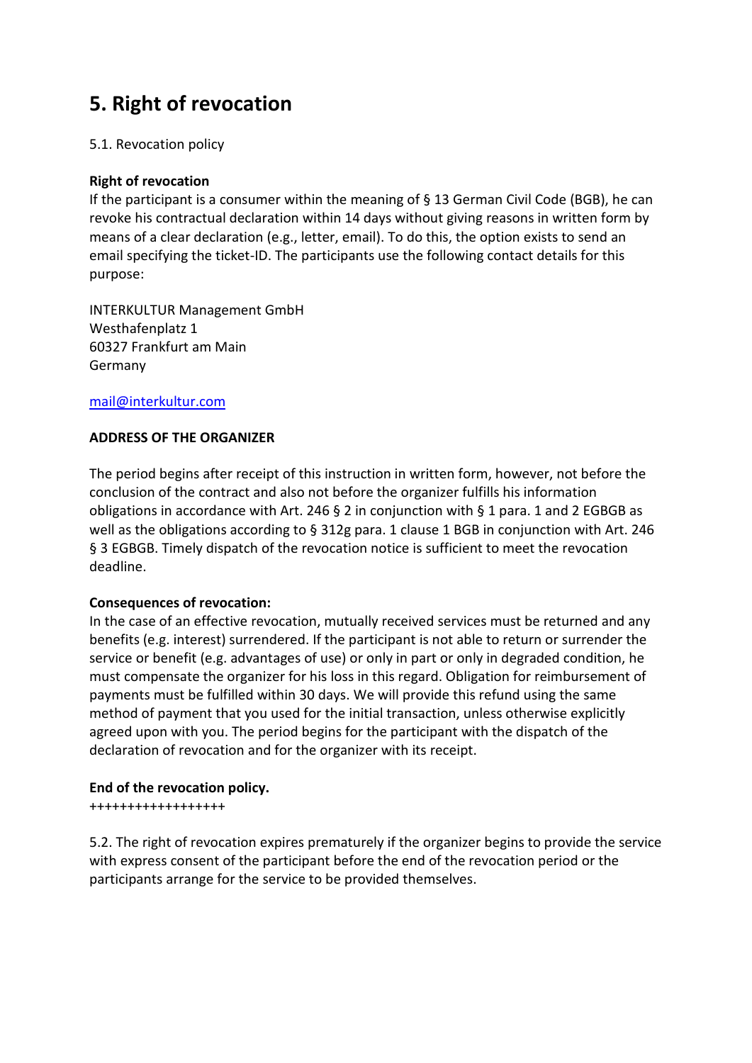# 5. Right of revocation

5.1. Revocation policy

**Right of revocation**
If the participant is a consumer within the meaning of § 13 German Civil Code (BGB), he can revoke his contractual declaration within 14 days without giving reasons in written form by means of a clear declaration (e.g., letter, email). To do this, the option exists to send an email specifying the ticket-ID. The participants use the following contact details for this purpose:

INTERKULTUR Management GmbH
Westhafenplatz 1
60327 Frankfurt am Main
Germany

mail@interkultur.com

**ADDRESS OF THE ORGANIZER**

The period begins after receipt of this instruction in written form, however, not before the conclusion of the contract and also not before the organizer fulfills his information obligations in accordance with Art. 246 § 2 in conjunction with § 1 para. 1 and 2 EGBGB as well as the obligations according to § 312g para. 1 clause 1 BGB in conjunction with Art. 246 § 3 EGBGB. Timely dispatch of the revocation notice is sufficient to meet the revocation deadline.

**Consequences of revocation:**
In the case of an effective revocation, mutually received services must be returned and any benefits (e.g. interest) surrendered. If the participant is not able to return or surrender the service or benefit (e.g. advantages of use) or only in part or only in degraded condition, he must compensate the organizer for his loss in this regard. Obligation for reimbursement of payments must be fulfilled within 30 days. We will provide this refund using the same method of payment that you used for the initial transaction, unless otherwise explicitly agreed upon with you. The period begins for the participant with the dispatch of the declaration of revocation and for the organizer with its receipt.

**End of the revocation policy.**
++++++++++++++++++

5.2. The right of revocation expires prematurely if the organizer begins to provide the service with express consent of the participant before the end of the revocation period or the participants arrange for the service to be provided themselves.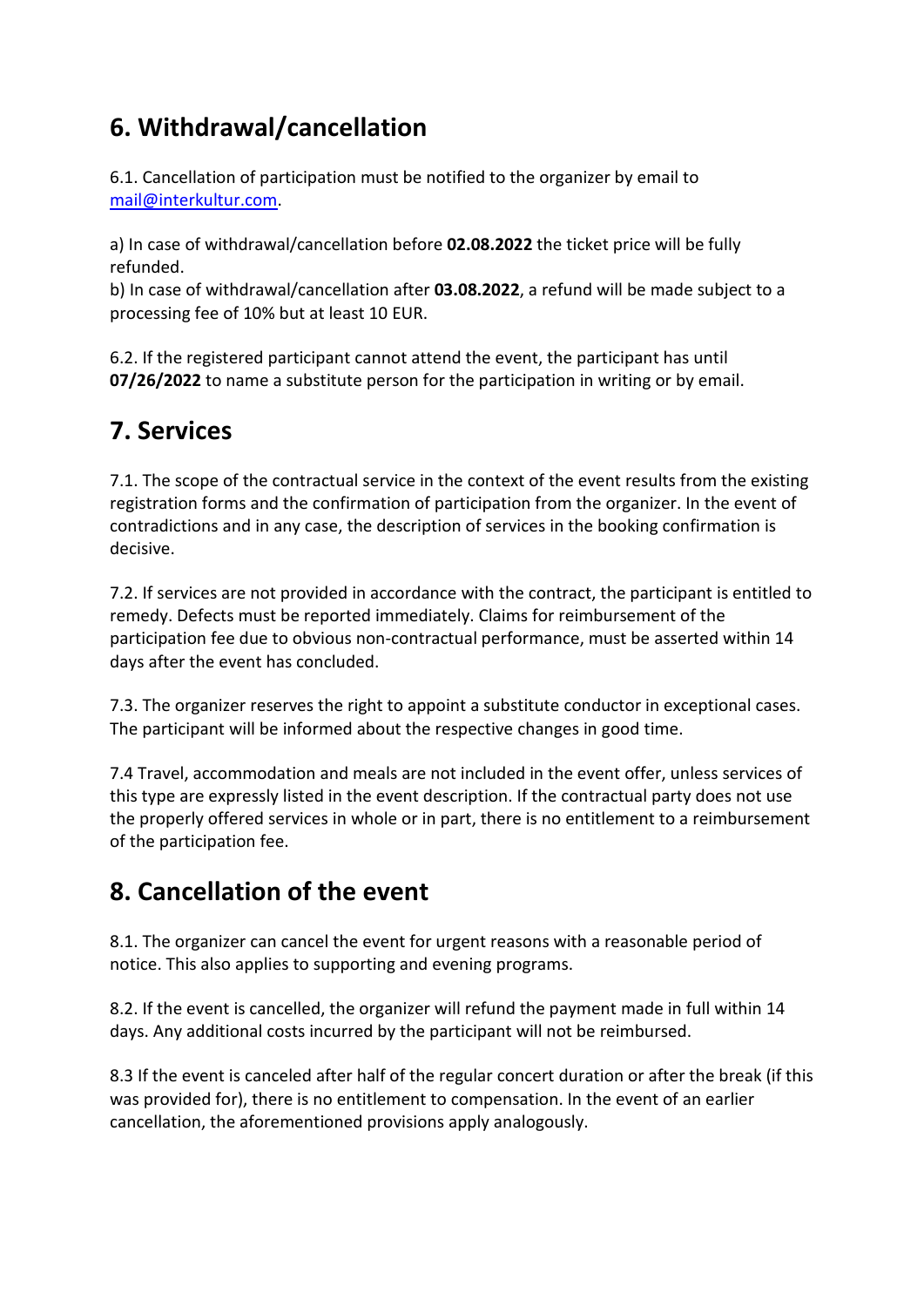## 6. Withdrawal/cancellation

6.1. Cancellation of participation must be notified to the organizer by email to mail@interkultur.com.

a) In case of withdrawal/cancellation before **02.08.2022** the ticket price will be fully refunded.
b) In case of withdrawal/cancellation after **03.08.2022**, a refund will be made subject to a processing fee of 10% but at least 10 EUR.

6.2. If the registered participant cannot attend the event, the participant has until **07/26/2022** to name a substitute person for the participation in writing or by email.

## 7. Services

7.1. The scope of the contractual service in the context of the event results from the existing registration forms and the confirmation of participation from the organizer. In the event of contradictions and in any case, the description of services in the booking confirmation is decisive.

7.2. If services are not provided in accordance with the contract, the participant is entitled to remedy. Defects must be reported immediately. Claims for reimbursement of the participation fee due to obvious non-contractual performance, must be asserted within 14 days after the event has concluded.

7.3. The organizer reserves the right to appoint a substitute conductor in exceptional cases. The participant will be informed about the respective changes in good time.

7.4 Travel, accommodation and meals are not included in the event offer, unless services of this type are expressly listed in the event description. If the contractual party does not use the properly offered services in whole or in part, there is no entitlement to a reimbursement of the participation fee.

## 8. Cancellation of the event

8.1. The organizer can cancel the event for urgent reasons with a reasonable period of notice. This also applies to supporting and evening programs.

8.2. If the event is cancelled, the organizer will refund the payment made in full within 14 days. Any additional costs incurred by the participant will not be reimbursed.

8.3 If the event is canceled after half of the regular concert duration or after the break (if this was provided for), there is no entitlement to compensation. In the event of an earlier cancellation, the aforementioned provisions apply analogously.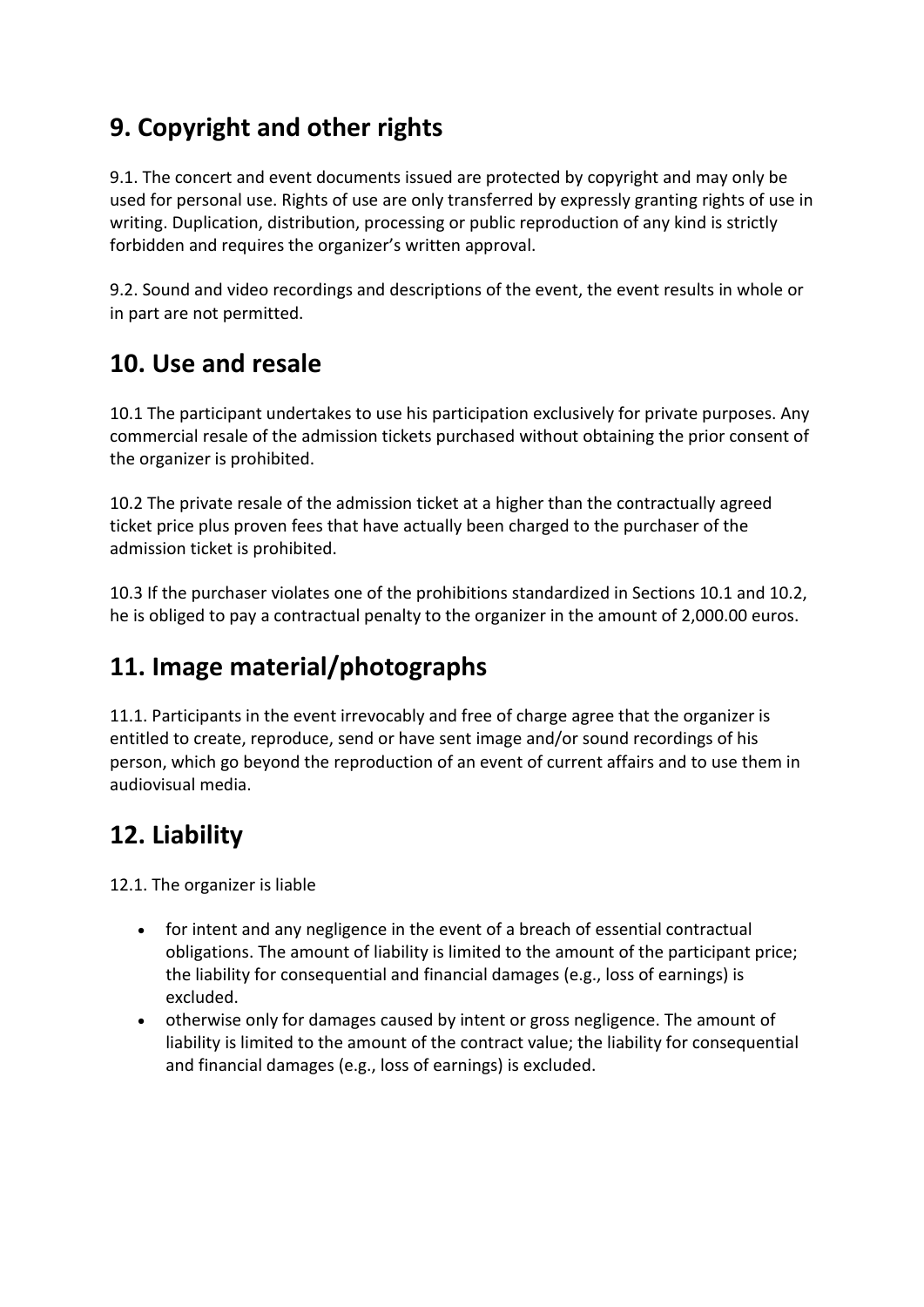## 9. Copyright and other rights

9.1. The concert and event documents issued are protected by copyright and may only be used for personal use. Rights of use are only transferred by expressly granting rights of use in writing. Duplication, distribution, processing or public reproduction of any kind is strictly forbidden and requires the organizer's written approval.

9.2. Sound and video recordings and descriptions of the event, the event results in whole or in part are not permitted.

## 10. Use and resale

10.1 The participant undertakes to use his participation exclusively for private purposes. Any commercial resale of the admission tickets purchased without obtaining the prior consent of the organizer is prohibited.

10.2 The private resale of the admission ticket at a higher than the contractually agreed ticket price plus proven fees that have actually been charged to the purchaser of the admission ticket is prohibited.

10.3 If the purchaser violates one of the prohibitions standardized in Sections 10.1 and 10.2, he is obliged to pay a contractual penalty to the organizer in the amount of 2,000.00 euros.

## 11. Image material/photographs

11.1. Participants in the event irrevocably and free of charge agree that the organizer is entitled to create, reproduce, send or have sent image and/or sound recordings of his person, which go beyond the reproduction of an event of current affairs and to use them in audiovisual media.

## 12. Liability

12.1. The organizer is liable

- for intent and any negligence in the event of a breach of essential contractual obligations. The amount of liability is limited to the amount of the participant price; the liability for consequential and financial damages (e.g., loss of earnings) is excluded.
- otherwise only for damages caused by intent or gross negligence. The amount of liability is limited to the amount of the contract value; the liability for consequential and financial damages (e.g., loss of earnings) is excluded.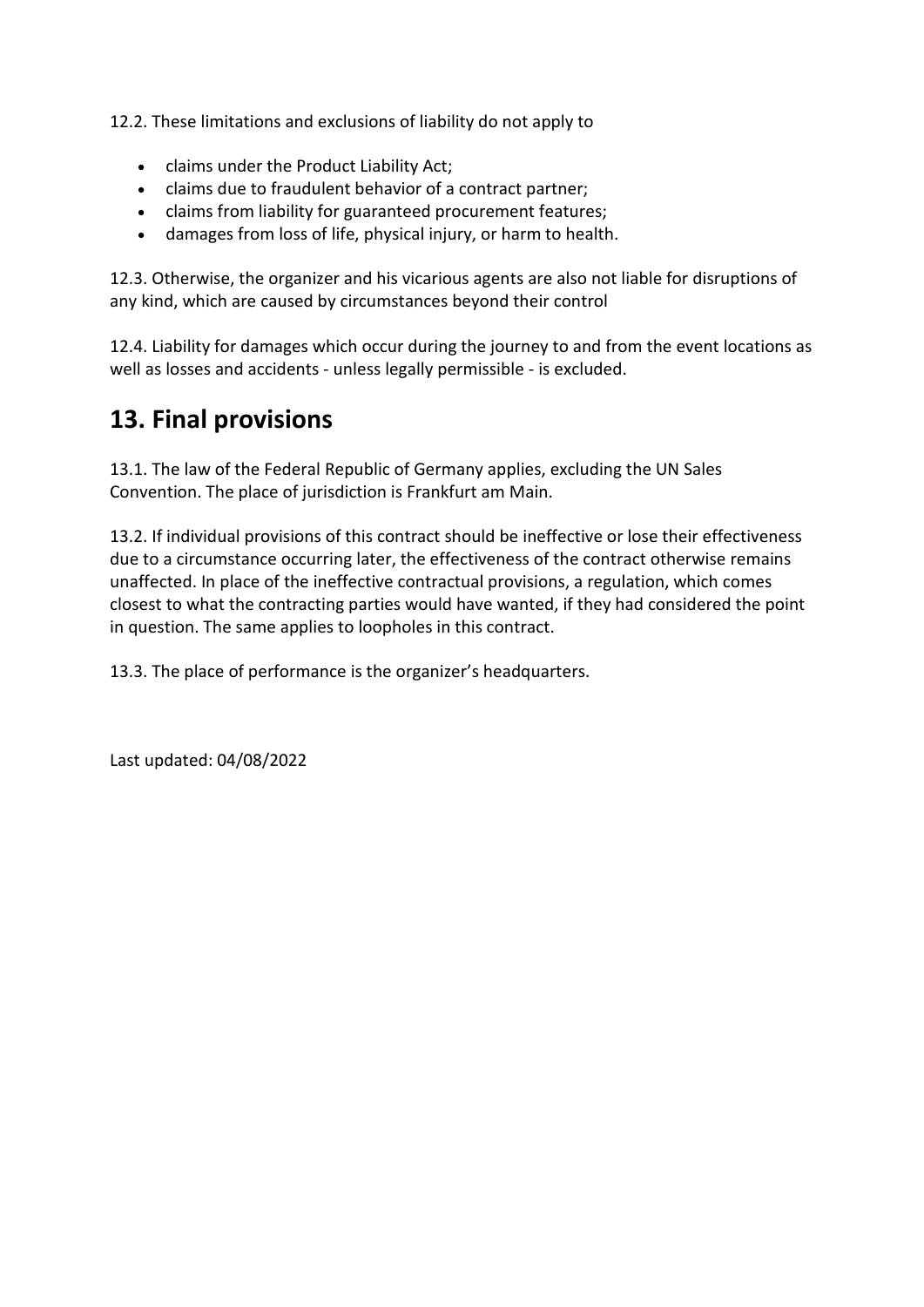12.2. These limitations and exclusions of liability do not apply to

- claims under the Product Liability Act;
- claims due to fraudulent behavior of a contract partner;
- claims from liability for guaranteed procurement features;
- damages from loss of life, physical injury, or harm to health.

12.3. Otherwise, the organizer and his vicarious agents are also not liable for disruptions of any kind, which are caused by circumstances beyond their control

12.4. Liability for damages which occur during the journey to and from the event locations as well as losses and accidents - unless legally permissible - is excluded.

## 13. Final provisions

13.1. The law of the Federal Republic of Germany applies, excluding the UN Sales Convention. The place of jurisdiction is Frankfurt am Main.

13.2. If individual provisions of this contract should be ineffective or lose their effectiveness due to a circumstance occurring later, the effectiveness of the contract otherwise remains unaffected. In place of the ineffective contractual provisions, a regulation, which comes closest to what the contracting parties would have wanted, if they had considered the point in question. The same applies to loopholes in this contract.

13.3. The place of performance is the organizer's headquarters.

Last updated: 04/08/2022